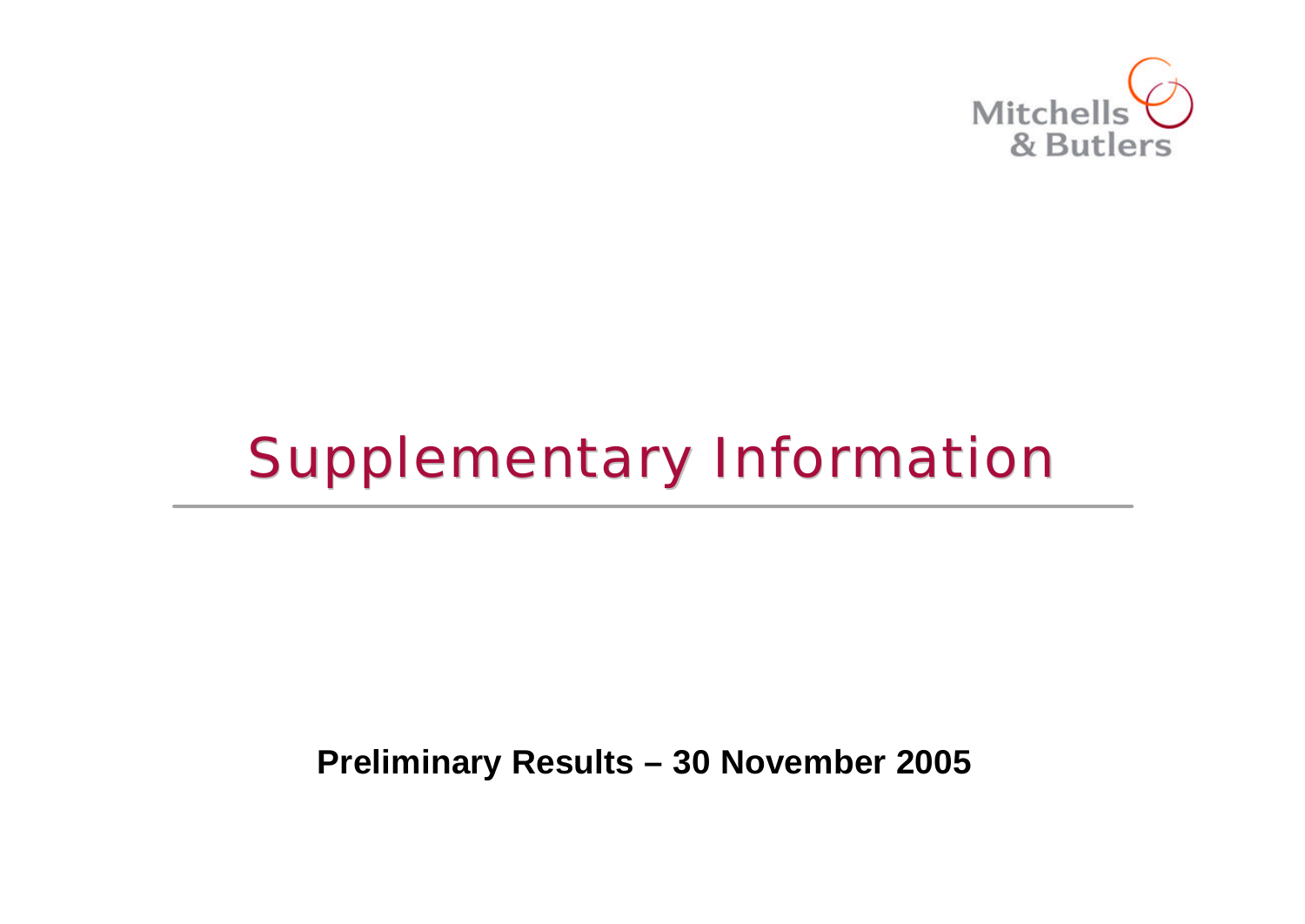Mitchells & Butlers

# Supplementary Information

**Preliminary Results – 30 November 2005**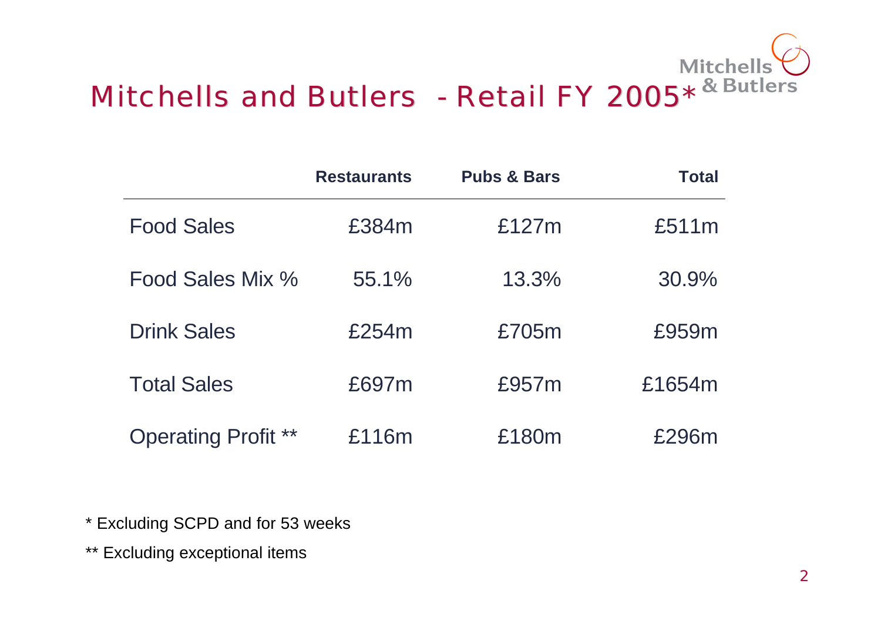# Mitchells and Butlers - Retail FY 2005*

| | Restaurants | Pubs & Bars | Total |
|---|---|---|---|
| Food Sales | £384m | £127m | £511m |
| Food Sales Mix % | 55.1% | 13.3% | 30.9% |
| Drink Sales | £254m | £705m | £959m |
| Total Sales | £697m | £957m | £1654m |
| Operating Profit ** | £116m | £180m | £296m |

\* Excluding SCPD and for 53 weeks

** Excluding exceptional items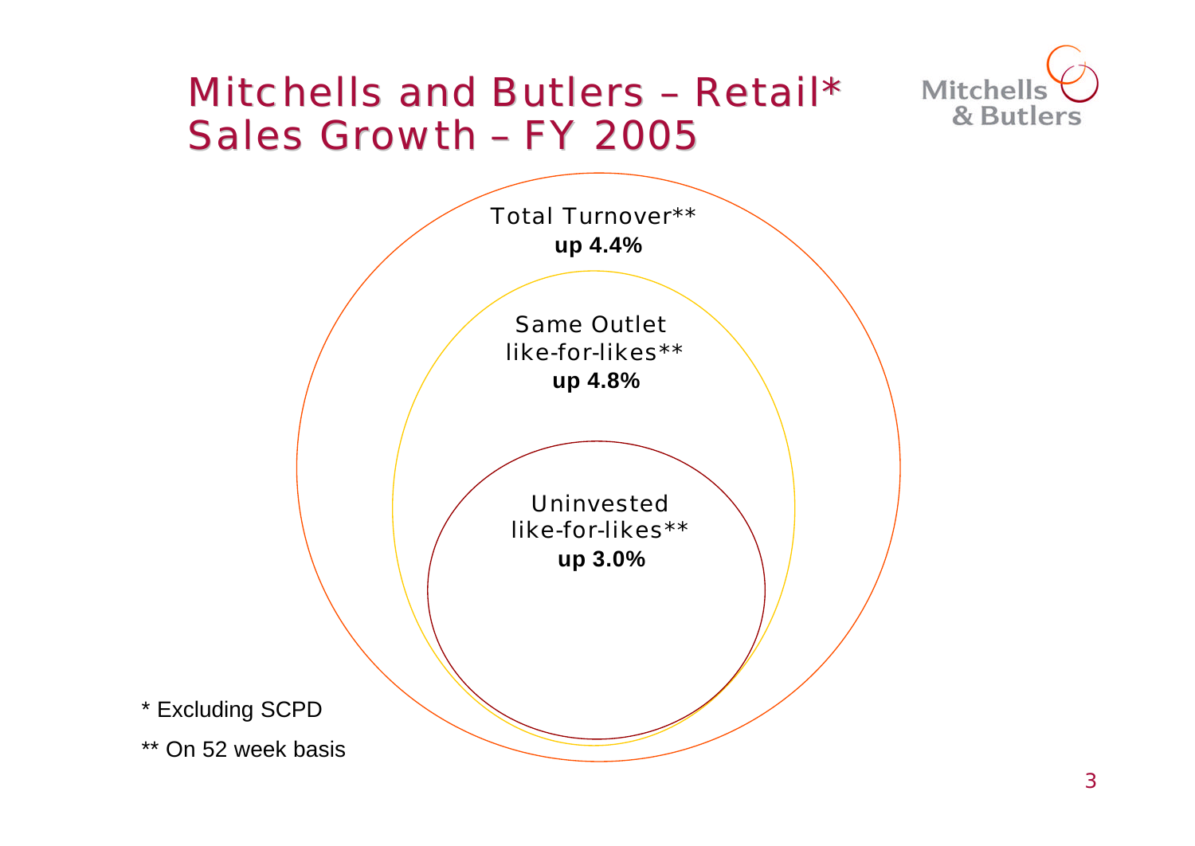# Mitchells and Butlers – Retail* Sales Growth – FY 2005

Total Turnover**
**up 4.4%**

Same Outlet like-for-likes**
**up 4.8%**

Uninvested like-for-likes**
**up 3.0%**

* Excluding SCPD

** On 52 week basis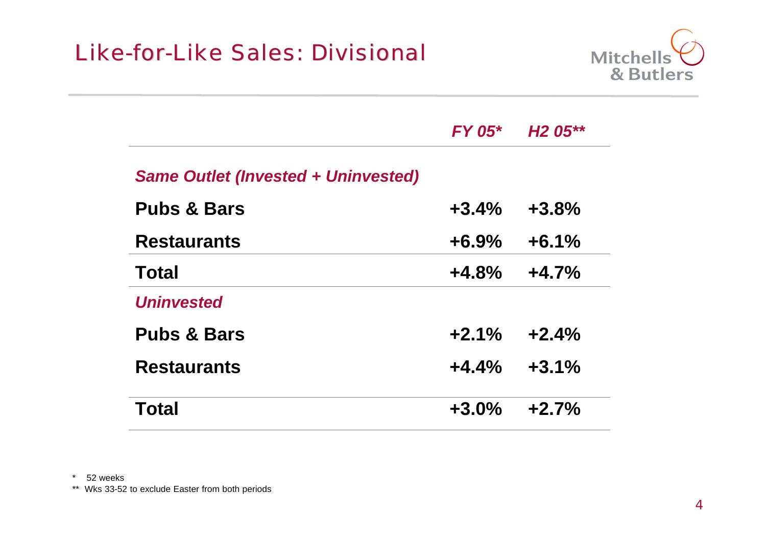# Like-for-Like Sales: Divisional

| | *FY 05** | *H2 05*** |
|---|---|---|
| ***Same Outlet (Invested + Uninvested)*** | | |
| **Pubs & Bars** | **+3.4%** | **+3.8%** |
| **Restaurants** | **+6.9%** | **+6.1%** |
| **Total** | **+4.8%** | **+4.7%** |
| ***Uninvested*** | | |
| **Pubs & Bars** | **+2.1%** | **+2.4%** |
| **Restaurants** | **+4.4%** | **+3.1%** |
| **Total** | **+3.0%** | **+2.7%** |

\* 52 weeks

** Wks 33-52 to exclude Easter from both periods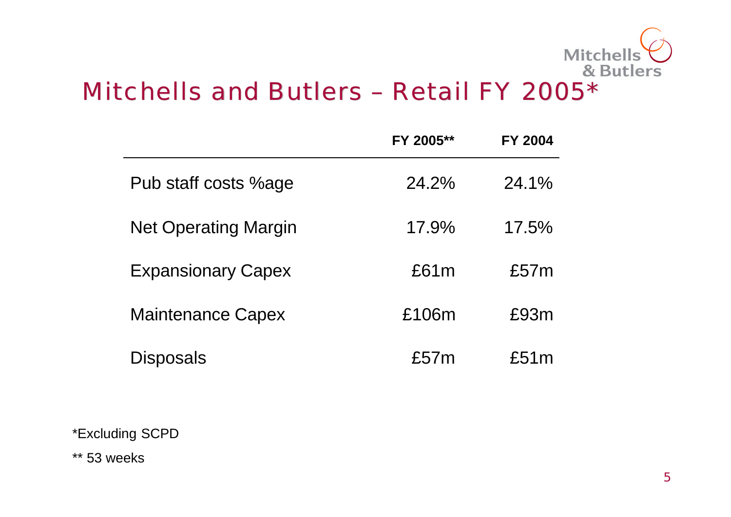# Mitchells and Butlers – Retail FY 2005*

| | FY 2005** | FY 2004 |
|---|---|---|
| Pub staff costs %age | 24.2% | 24.1% |
| Net Operating Margin | 17.9% | 17.5% |
| Expansionary Capex | £61m | £57m |
| Maintenance Capex | £106m | £93m |
| Disposals | £57m | £51m |

*Excluding SCPD

** 53 weeks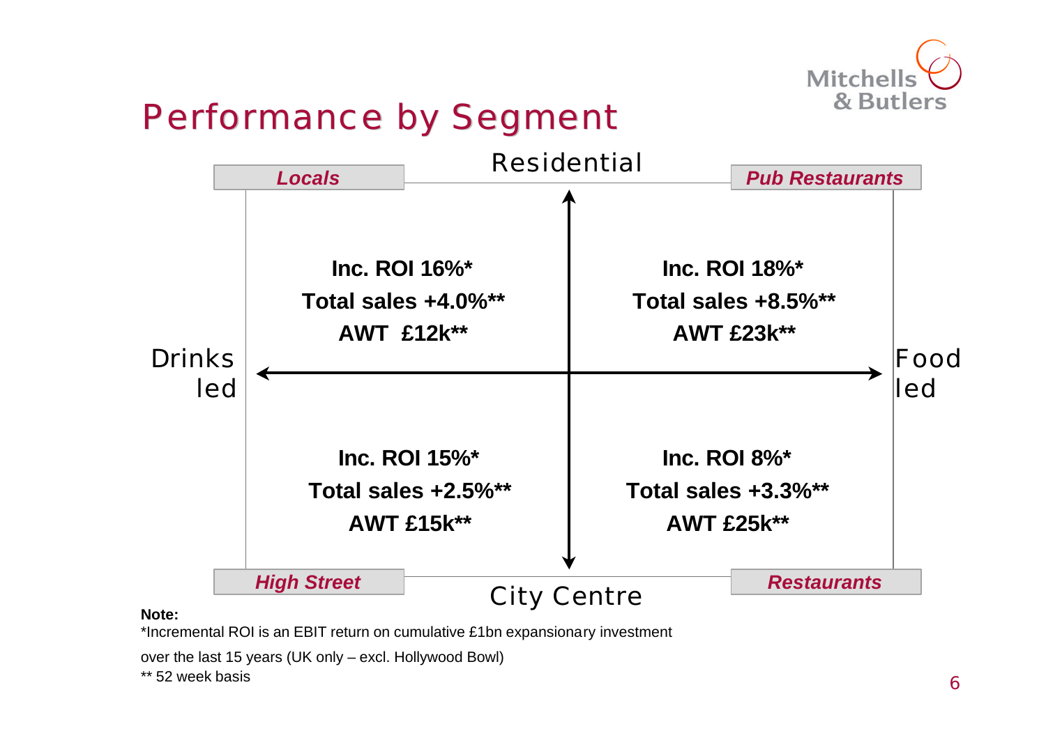# Performance by Segment

Residential

| | Drinks led | Food led |
|---|---|---|
| **Residential** | ***Locals***<br>**Inc. ROI 16%***<br>**Total sales +4.0%****<br>**AWT £12k**** | ***Pub Restaurants***<br>**Inc. ROI 18%***<br>**Total sales +8.5%****<br>**AWT £23k**** |
| **City Centre** | ***High Street***<br>**Inc. ROI 15%***<br>**Total sales +2.5%****<br>**AWT £15k**** | ***Restaurants***<br>**Inc. ROI 8%***<br>**Total sales +3.3%****<br>**AWT £25k**** |

City Centre

**Note:**

*Incremental ROI is an EBIT return on cumulative £1bn expansionary investment over the last 15 years (UK only – excl. Hollywood Bowl)

** 52 week basis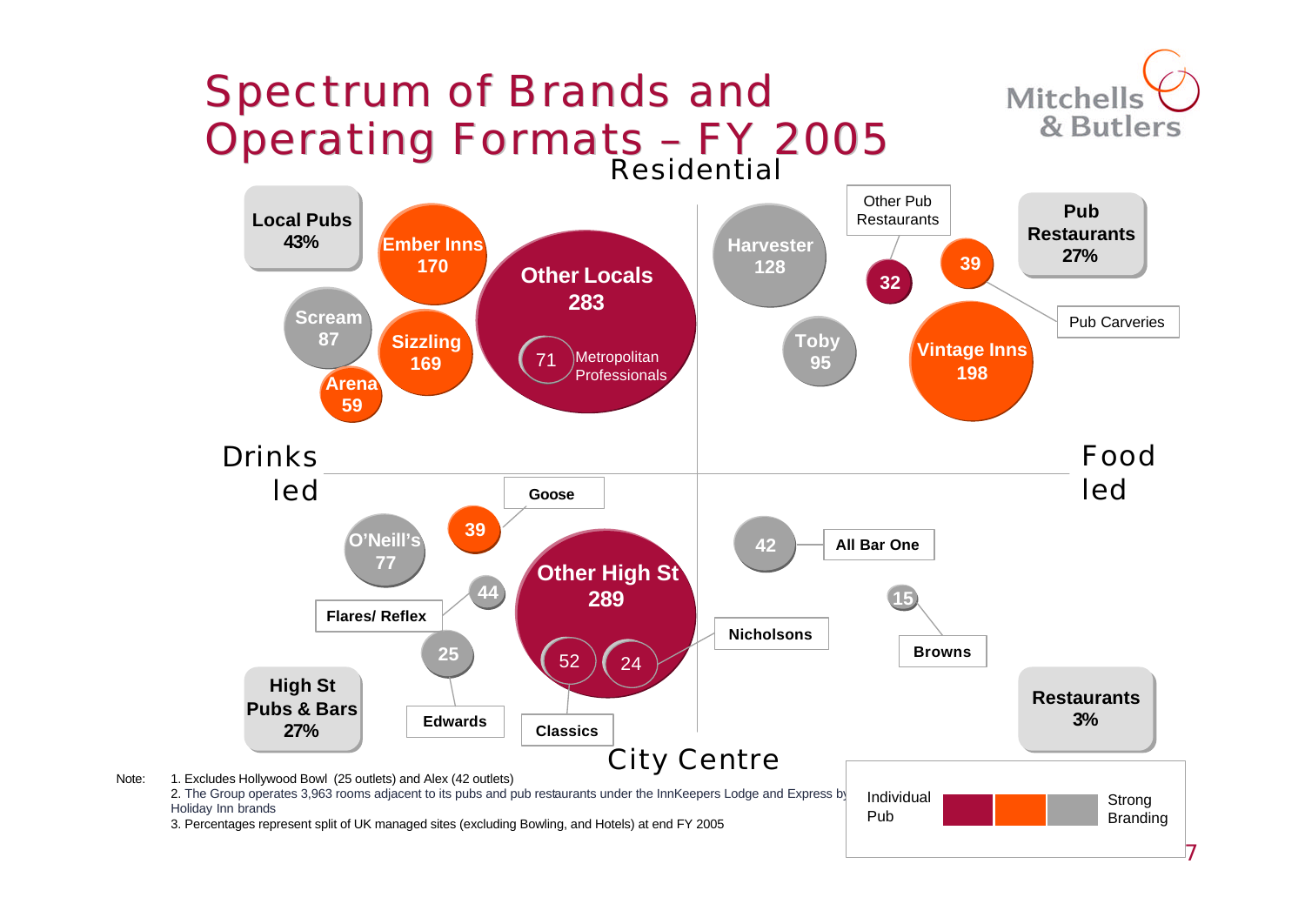# Spectrum of Brands and Operating Formats – FY 2005

Residential

**Local Pubs 43%**

- Ember Inns 170
- Other Locals 283
  - 71 Metropolitan Professionals
- Scream 87
- Sizzling 169
- Arena 59

**Pub Restaurants 27%**

- Harvester 128
- Other Pub Restaurants 32
- Pub Carveries 39
- Toby 95
- Vintage Inns 198

Drinks led — Food led

**High St Pubs & Bars 27%**

- O'Neill's 77
- Goose 39
- Other High St 289
  - Classics 52
  - Nicholsons 24
- Flares/ Reflex 44
- Edwards 25

**Restaurants 3%**

- All Bar One 42
- Browns 15

City Centre

Individual Pub ← → Strong Branding

Note:
1. Excludes Hollywood Bowl (25 outlets) and Alex (42 outlets)
2. The Group operates 3,963 rooms adjacent to its pubs and pub restaurants under the InnKeepers Lodge and Express by Holiday Inn brands
3. Percentages represent split of UK managed sites (excluding Bowling, and Hotels) at end FY 2005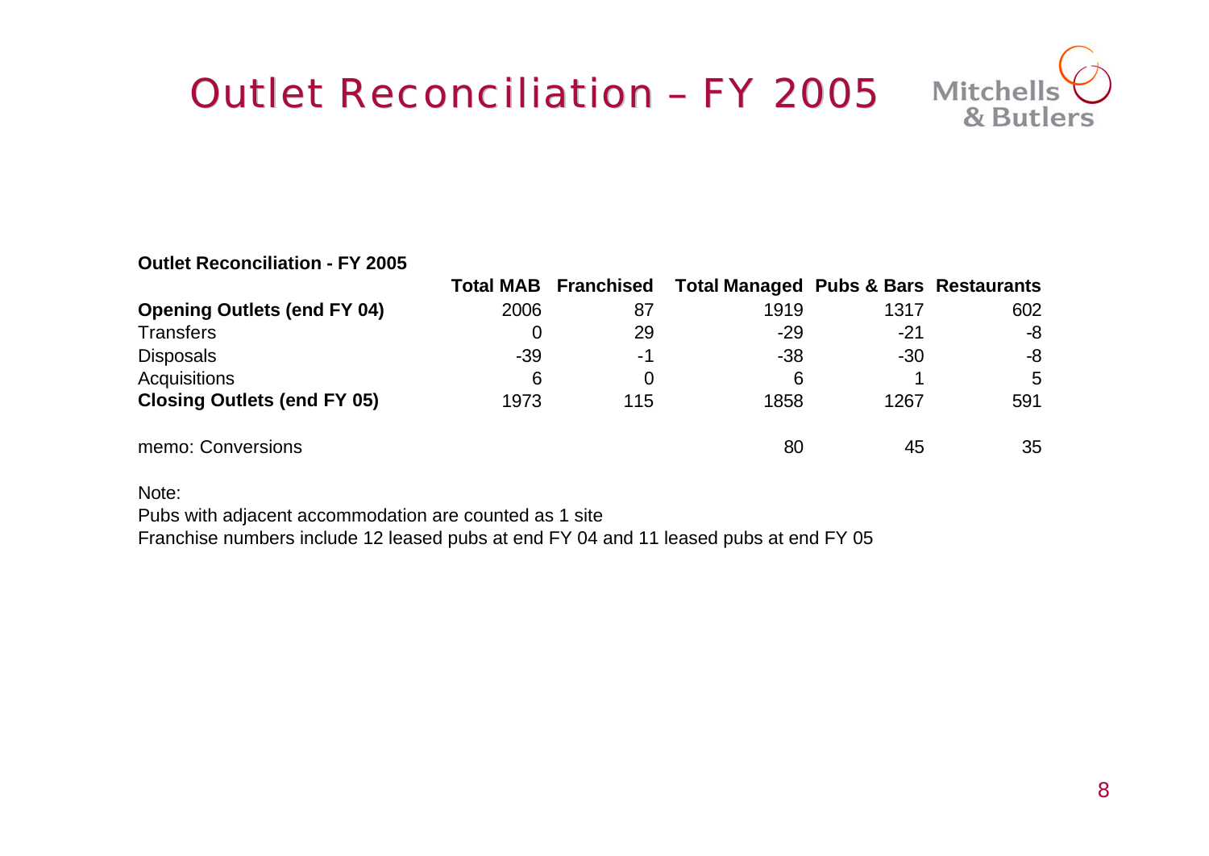# Outlet Reconciliation – FY 2005

**Outlet Reconciliation - FY 2005**

| | Total MAB | Franchised | Total Managed | Pubs & Bars | Restaurants |
|---|---|---|---|---|---|
| **Opening Outlets (end FY 04)** | 2006 | 87 | 1919 | 1317 | 602 |
| Transfers | 0 | 29 | -29 | -21 | -8 |
| Disposals | -39 | -1 | -38 | -30 | -8 |
| Acquisitions | 6 | 0 | 6 | 1 | 5 |
| **Closing Outlets (end FY 05)** | 1973 | 115 | 1858 | 1267 | 591 |
| | | | | | |
| memo: Conversions | | | 80 | 45 | 35 |

Note:
Pubs with adjacent accommodation are counted as 1 site
Franchise numbers include 12 leased pubs at end FY 04 and 11 leased pubs at end FY 05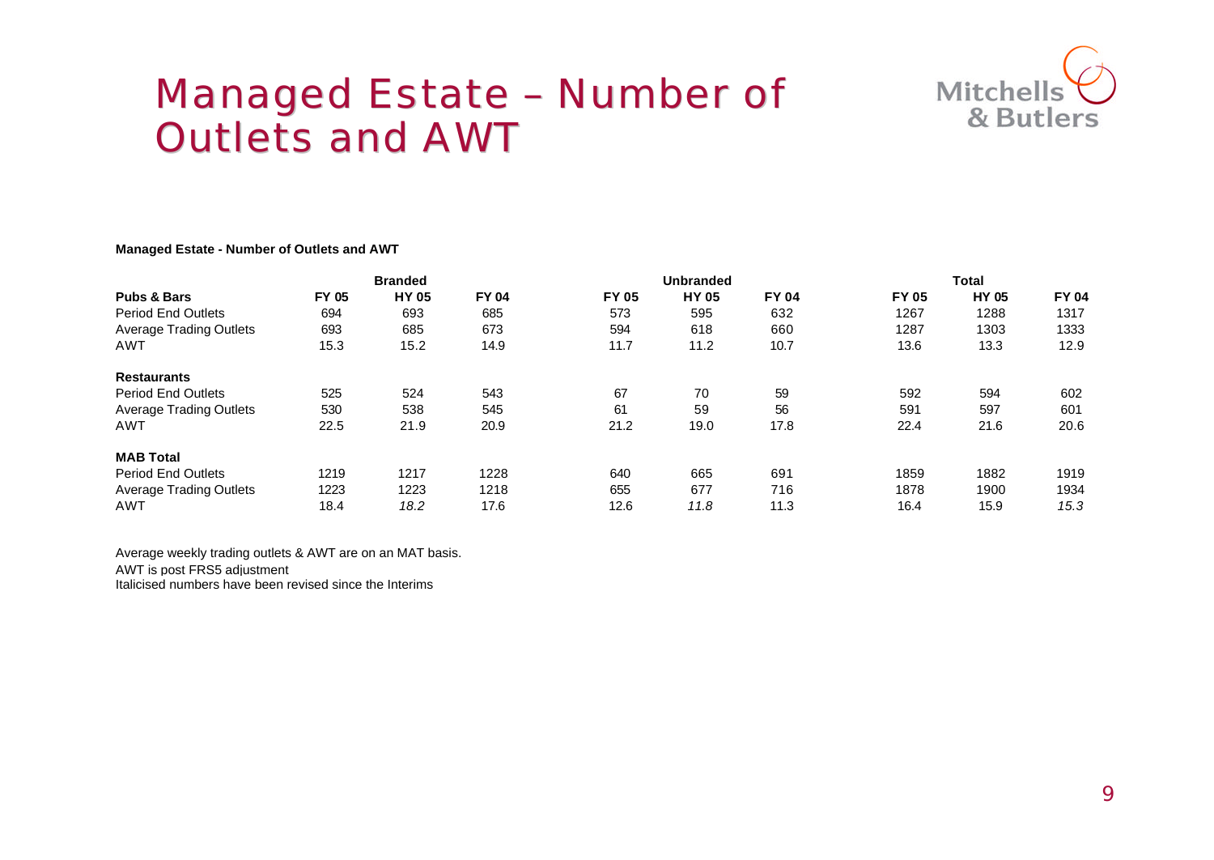# Managed Estate – Number of Outlets and AWT

**Managed Estate - Number of Outlets and AWT**

| | Branded | | | Unbranded | | | Total | | |
|---|---|---|---|---|---|---|---|---|---|
| **Pubs & Bars** | **FY 05** | **HY 05** | **FY 04** | **FY 05** | **HY 05** | **FY 04** | **FY 05** | **HY 05** | **FY 04** |
| Period End Outlets | 694 | 693 | 685 | 573 | 595 | 632 | 1267 | 1288 | 1317 |
| Average Trading Outlets | 693 | 685 | 673 | 594 | 618 | 660 | 1287 | 1303 | 1333 |
| AWT | 15.3 | 15.2 | 14.9 | 11.7 | 11.2 | 10.7 | 13.6 | 13.3 | 12.9 |
| **Restaurants** | | | | | | | | | |
| Period End Outlets | 525 | 524 | 543 | 67 | 70 | 59 | 592 | 594 | 602 |
| Average Trading Outlets | 530 | 538 | 545 | 61 | 59 | 56 | 591 | 597 | 601 |
| AWT | 22.5 | 21.9 | 20.9 | 21.2 | 19.0 | 17.8 | 22.4 | 21.6 | 20.6 |
| **MAB Total** | | | | | | | | | |
| Period End Outlets | 1219 | 1217 | 1228 | 640 | 665 | 691 | 1859 | 1882 | 1919 |
| Average Trading Outlets | 1223 | 1223 | 1218 | 655 | 677 | 716 | 1878 | 1900 | 1934 |
| AWT | 18.4 | *18.2* | 17.6 | 12.6 | *11.8* | 11.3 | 16.4 | 15.9 | *15.3* |

Average weekly trading outlets & AWT are on an MAT basis.

AWT is post FRS5 adjustment

Italicised numbers have been revised since the Interims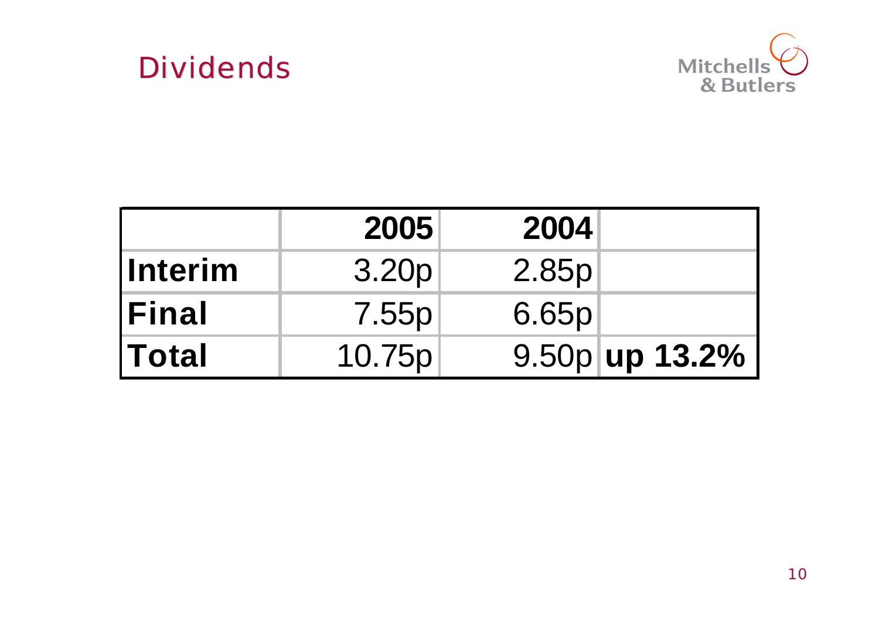# Dividends

| | 2005 | 2004 | |
|---|---|---|---|
| **Interim** | 3.20p | 2.85p | |
| **Final** | 7.55p | 6.65p | |
| **Total** | 10.75p | 9.50p | **up 13.2%** |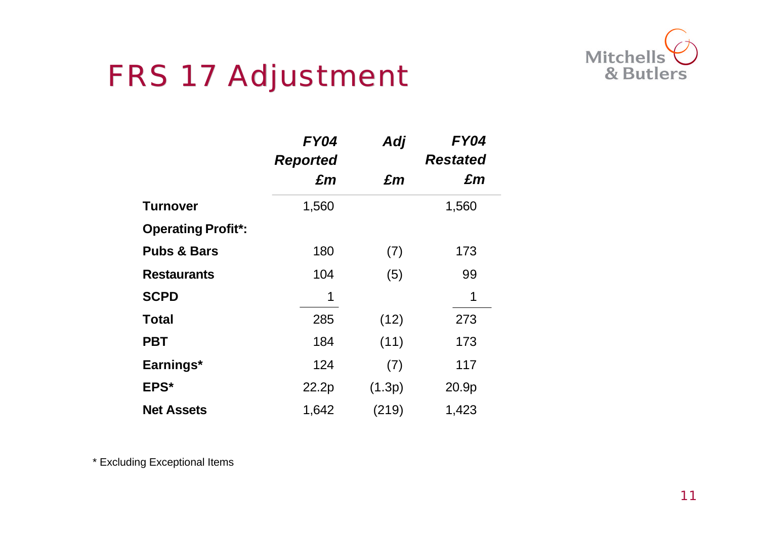# FRS 17 Adjustment

| | FY04 Reported £m | Adj £m | FY04 Restated £m |
|---|---|---|---|
| **Turnover** | 1,560 | | 1,560 |
| **Operating Profit*:** | | | |
| **Pubs & Bars** | 180 | (7) | 173 |
| **Restaurants** | 104 | (5) | 99 |
| **SCPD** | 1 | | 1 |
| **Total** | 285 | (12) | 273 |
| **PBT** | 184 | (11) | 173 |
| **Earnings*** | 124 | (7) | 117 |
| **EPS*** | 22.2p | (1.3p) | 20.9p |
| **Net Assets** | 1,642 | (219) | 1,423 |

* Excluding Exceptional Items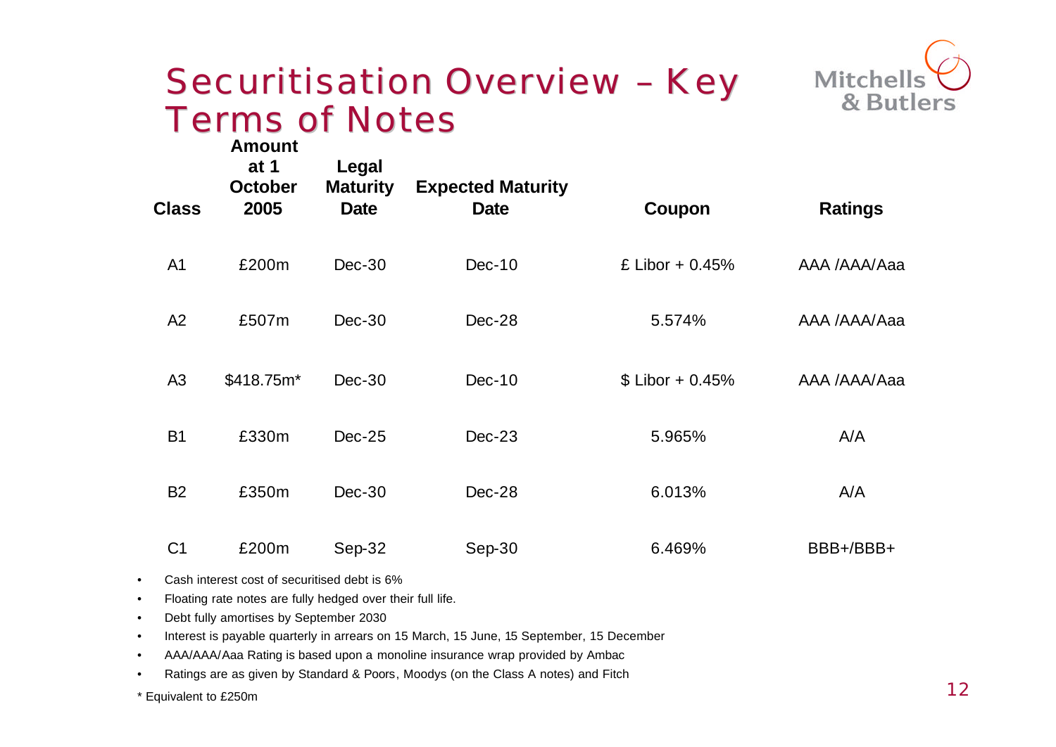# Securitisation Overview – Key Terms of Notes

| Class | Amount at 1 October 2005 | Legal Maturity Date | Expected Maturity Date | Coupon | Ratings |
|---|---|---|---|---|---|
| A1 | £200m | Dec-30 | Dec-10 | £ Libor + 0.45% | AAA /AAA/Aaa |
| A2 | £507m | Dec-30 | Dec-28 | 5.574% | AAA /AAA/Aaa |
| A3 | $418.75m* | Dec-30 | Dec-10 | $ Libor + 0.45% | AAA /AAA/Aaa |
| B1 | £330m | Dec-25 | Dec-23 | 5.965% | A/A |
| B2 | £350m | Dec-30 | Dec-28 | 6.013% | A/A |
| C1 | £200m | Sep-32 | Sep-30 | 6.469% | BBB+/BBB+ |

- Cash interest cost of securitised debt is 6%
- Floating rate notes are fully hedged over their full life.
- Debt fully amortises by September 2030
- Interest is payable quarterly in arrears on 15 March, 15 June, 15 September, 15 December
- AAA/AAA/Aaa Rating is based upon a monoline insurance wrap provided by Ambac
- Ratings are as given by Standard & Poors, Moodys (on the Class A notes) and Fitch

* Equivalent to £250m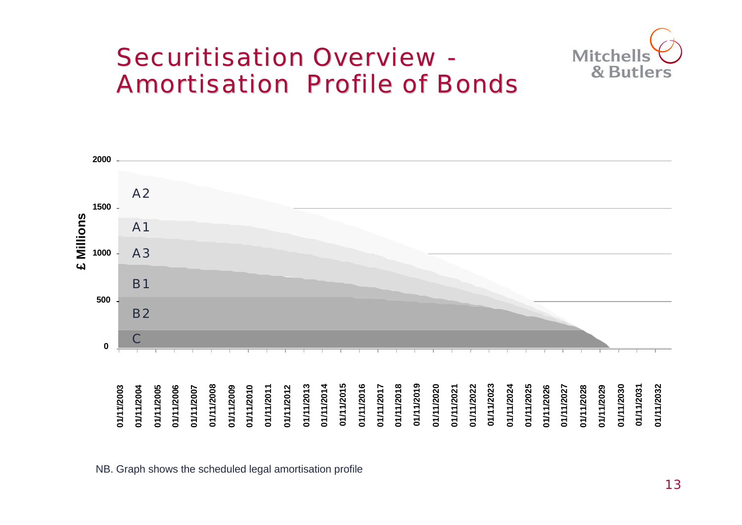# Securitisation Overview - Amortisation Profile of Bonds

£ Millions

2000

1500

1000

500

0

A2

A1

A3

B1

B2

C

01/11/2003 01/11/2004 01/11/2005 01/11/2006 01/11/2007 01/11/2008 01/11/2009 01/11/2010 01/11/2011 01/11/2012 01/11/2013 01/11/2014 01/11/2015 01/11/2016 01/11/2017 01/11/2018 01/11/2019 01/11/2020 01/11/2021 01/11/2022 01/11/2023 01/11/2024 01/11/2025 01/11/2026 01/11/2027 01/11/2028 01/11/2029 01/11/2030 01/11/2031 01/11/2032

NB. Graph shows the scheduled legal amortisation profile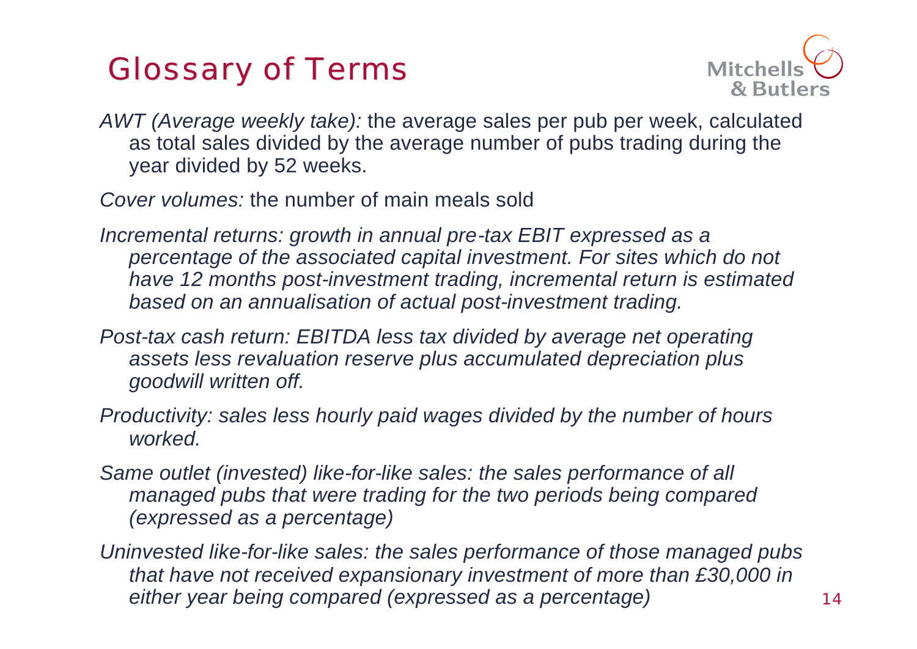# Glossary of Terms

*AWT (Average weekly take):* the average sales per pub per week, calculated as total sales divided by the average number of pubs trading during the year divided by 52 weeks.

*Cover volumes:* the number of main meals sold

*Incremental returns: growth in annual pre-tax EBIT expressed as a percentage of the associated capital investment. For sites which do not have 12 months post-investment trading, incremental return is estimated based on an annualisation of actual post-investment trading.*

*Post-tax cash return: EBITDA less tax divided by average net operating assets less revaluation reserve plus accumulated depreciation plus goodwill written off.*

*Productivity: sales less hourly paid wages divided by the number of hours worked.*

*Same outlet (invested) like-for-like sales: the sales performance of all managed pubs that were trading for the two periods being compared (expressed as a percentage)*

*Uninvested like-for-like sales: the sales performance of those managed pubs that have not received expansionary investment of more than £30,000 in either year being compared (expressed as a percentage)*